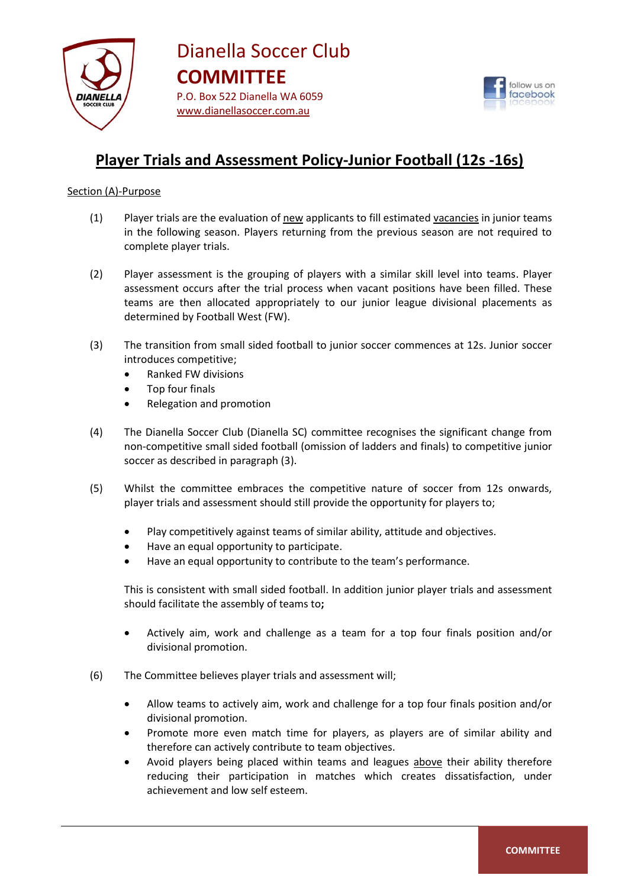Dianella Soccer Club
**COMMITTEE**
P.O. Box 522 Dianella WA 6059
www.dianellasoccer.com.au

# Player Trials and Assessment Policy-Junior Football (12s -16s)

Section (A)-Purpose

(1) Player trials are the evaluation of new applicants to fill estimated vacancies in junior teams in the following season. Players returning from the previous season are not required to complete player trials.

(2) Player assessment is the grouping of players with a similar skill level into teams. Player assessment occurs after the trial process when vacant positions have been filled. These teams are then allocated appropriately to our junior league divisional placements as determined by Football West (FW).

(3) The transition from small sided football to junior soccer commences at 12s. Junior soccer introduces competitive;

- Ranked FW divisions
- Top four finals
- Relegation and promotion

(4) The Dianella Soccer Club (Dianella SC) committee recognises the significant change from non-competitive small sided football (omission of ladders and finals) to competitive junior soccer as described in paragraph (3).

(5) Whilst the committee embraces the competitive nature of soccer from 12s onwards, player trials and assessment should still provide the opportunity for players to;

- Play competitively against teams of similar ability, attitude and objectives.
- Have an equal opportunity to participate.
- Have an equal opportunity to contribute to the team's performance.

This is consistent with small sided football. In addition junior player trials and assessment should facilitate the assembly of teams to**;**

- Actively aim, work and challenge as a team for a top four finals position and/or divisional promotion.

(6) The Committee believes player trials and assessment will;

- Allow teams to actively aim, work and challenge for a top four finals position and/or divisional promotion.
- Promote more even match time for players, as players are of similar ability and therefore can actively contribute to team objectives.
- Avoid players being placed within teams and leagues above their ability therefore reducing their participation in matches which creates dissatisfaction, under achievement and low self esteem.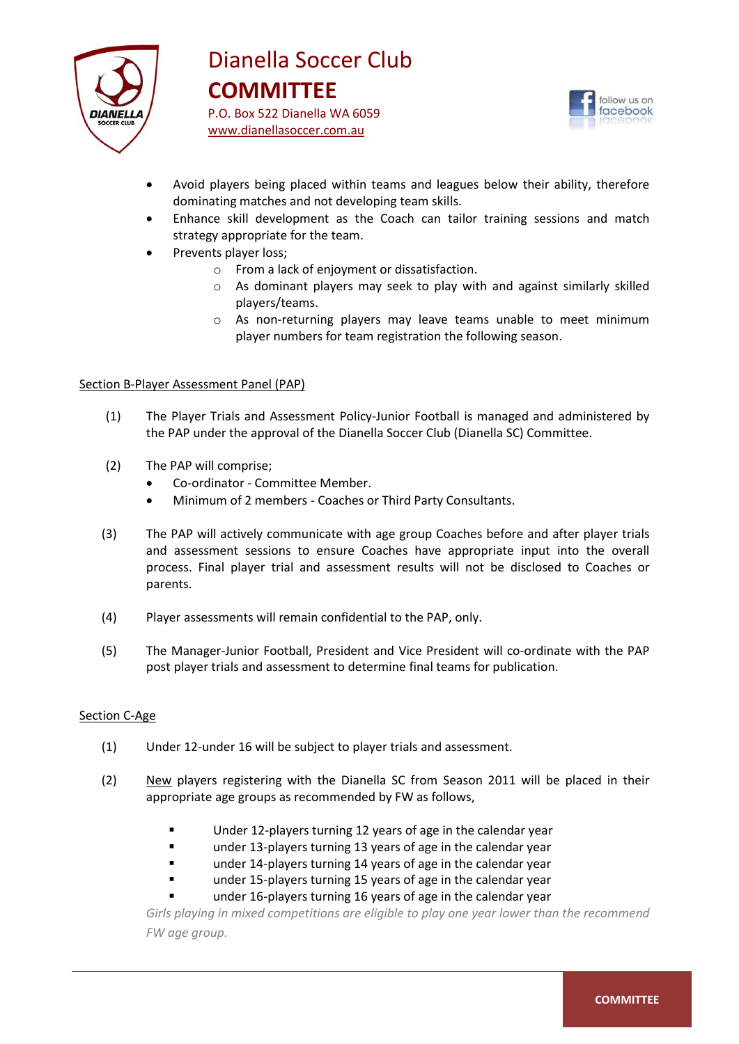- Avoid players being placed within teams and leagues below their ability, therefore dominating matches and not developing team skills.
- Enhance skill development as the Coach can tailor training sessions and match strategy appropriate for the team.
- Prevents player loss;
    - From a lack of enjoyment or dissatisfaction.
    - As dominant players may seek to play with and against similarly skilled players/teams.
    - As non-returning players may leave teams unable to meet minimum player numbers for team registration the following season.

<u>Section B-Player Assessment Panel (PAP)</u>

(1) The Player Trials and Assessment Policy-Junior Football is managed and administered by the PAP under the approval of the Dianella Soccer Club (Dianella SC) Committee.

(2) The PAP will comprise;
- Co-ordinator - Committee Member.
- Minimum of 2 members - Coaches or Third Party Consultants.

(3) The PAP will actively communicate with age group Coaches before and after player trials and assessment sessions to ensure Coaches have appropriate input into the overall process. Final player trial and assessment results will not be disclosed to Coaches or parents.

(4) Player assessments will remain confidential to the PAP, only.

(5) The Manager-Junior Football, President and Vice President will co-ordinate with the PAP post player trials and assessment to determine final teams for publication.

<u>Section C-Age</u>

(1) Under 12-under 16 will be subject to player trials and assessment.

(2) <u>New</u> players registering with the Dianella SC from Season 2011 will be placed in their appropriate age groups as recommended by FW as follows,

- Under 12-players turning 12 years of age in the calendar year
- under 13-players turning 13 years of age in the calendar year
- under 14-players turning 14 years of age in the calendar year
- under 15-players turning 15 years of age in the calendar year
- under 16-players turning 16 years of age in the calendar year

*Girls playing in mixed competitions are eligible to play one year lower than the recommend FW age group.*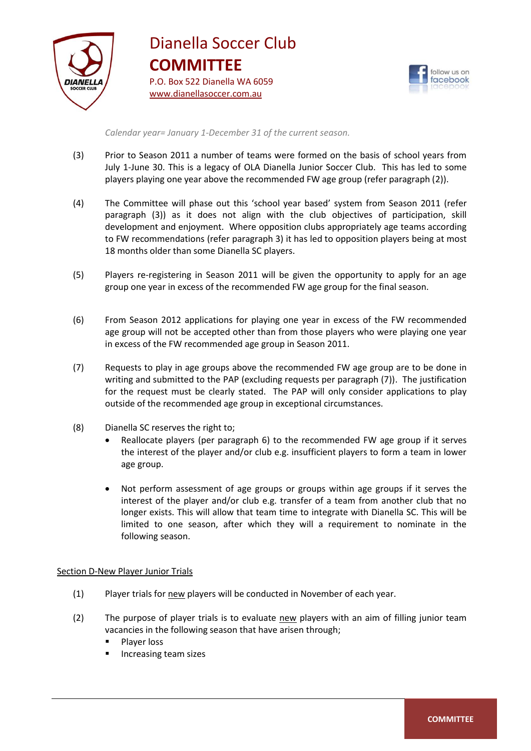*Calendar year= January 1-December 31 of the current season.*

(3) Prior to Season 2011 a number of teams were formed on the basis of school years from July 1-June 30. This is a legacy of OLA Dianella Junior Soccer Club. This has led to some players playing one year above the recommended FW age group (refer paragraph (2)).

(4) The Committee will phase out this 'school year based' system from Season 2011 (refer paragraph (3)) as it does not align with the club objectives of participation, skill development and enjoyment. Where opposition clubs appropriately age teams according to FW recommendations (refer paragraph 3) it has led to opposition players being at most 18 months older than some Dianella SC players.

(5) Players re-registering in Season 2011 will be given the opportunity to apply for an age group one year in excess of the recommended FW age group for the final season.

(6) From Season 2012 applications for playing one year in excess of the FW recommended age group will not be accepted other than from those players who were playing one year in excess of the FW recommended age group in Season 2011.

(7) Requests to play in age groups above the recommended FW age group are to be done in writing and submitted to the PAP (excluding requests per paragraph (7)). The justification for the request must be clearly stated. The PAP will only consider applications to play outside of the recommended age group in exceptional circumstances.

(8) Dianella SC reserves the right to;

- Reallocate players (per paragraph 6) to the recommended FW age group if it serves the interest of the player and/or club e.g. insufficient players to form a team in lower age group.

- Not perform assessment of age groups or groups within age groups if it serves the interest of the player and/or club e.g. transfer of a team from another club that no longer exists. This will allow that team time to integrate with Dianella SC. This will be limited to one season, after which they will a requirement to nominate in the following season.

## Section D-New Player Junior Trials

(1) Player trials for new players will be conducted in November of each year.

(2) The purpose of player trials is to evaluate new players with an aim of filling junior team vacancies in the following season that have arisen through;

- Player loss
- Increasing team sizes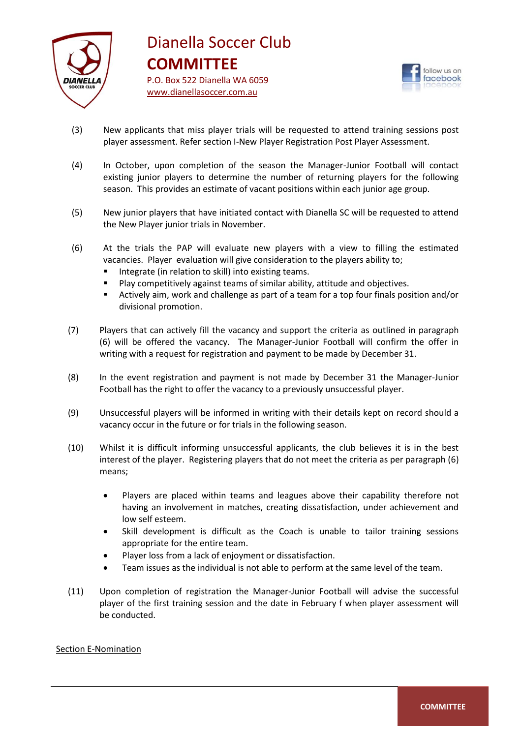(3) New applicants that miss player trials will be requested to attend training sessions post player assessment. Refer section I-New Player Registration Post Player Assessment.

(4) In October, upon completion of the season the Manager-Junior Football will contact existing junior players to determine the number of returning players for the following season. This provides an estimate of vacant positions within each junior age group.

(5) New junior players that have initiated contact with Dianella SC will be requested to attend the New Player junior trials in November.

(6) At the trials the PAP will evaluate new players with a view to filling the estimated vacancies. Player evaluation will give consideration to the players ability to;

- Integrate (in relation to skill) into existing teams.
- Play competitively against teams of similar ability, attitude and objectives.
- Actively aim, work and challenge as part of a team for a top four finals position and/or divisional promotion.

(7) Players that can actively fill the vacancy and support the criteria as outlined in paragraph (6) will be offered the vacancy. The Manager-Junior Football will confirm the offer in writing with a request for registration and payment to be made by December 31.

(8) In the event registration and payment is not made by December 31 the Manager-Junior Football has the right to offer the vacancy to a previously unsuccessful player.

(9) Unsuccessful players will be informed in writing with their details kept on record should a vacancy occur in the future or for trials in the following season.

(10) Whilst it is difficult informing unsuccessful applicants, the club believes it is in the best interest of the player. Registering players that do not meet the criteria as per paragraph (6) means;

- Players are placed within teams and leagues above their capability therefore not having an involvement in matches, creating dissatisfaction, under achievement and low self esteem.
- Skill development is difficult as the Coach is unable to tailor training sessions appropriate for the entire team.
- Player loss from a lack of enjoyment or dissatisfaction.
- Team issues as the individual is not able to perform at the same level of the team.

(11) Upon completion of registration the Manager-Junior Football will advise the successful player of the first training session and the date in February f when player assessment will be conducted.

Section E-Nomination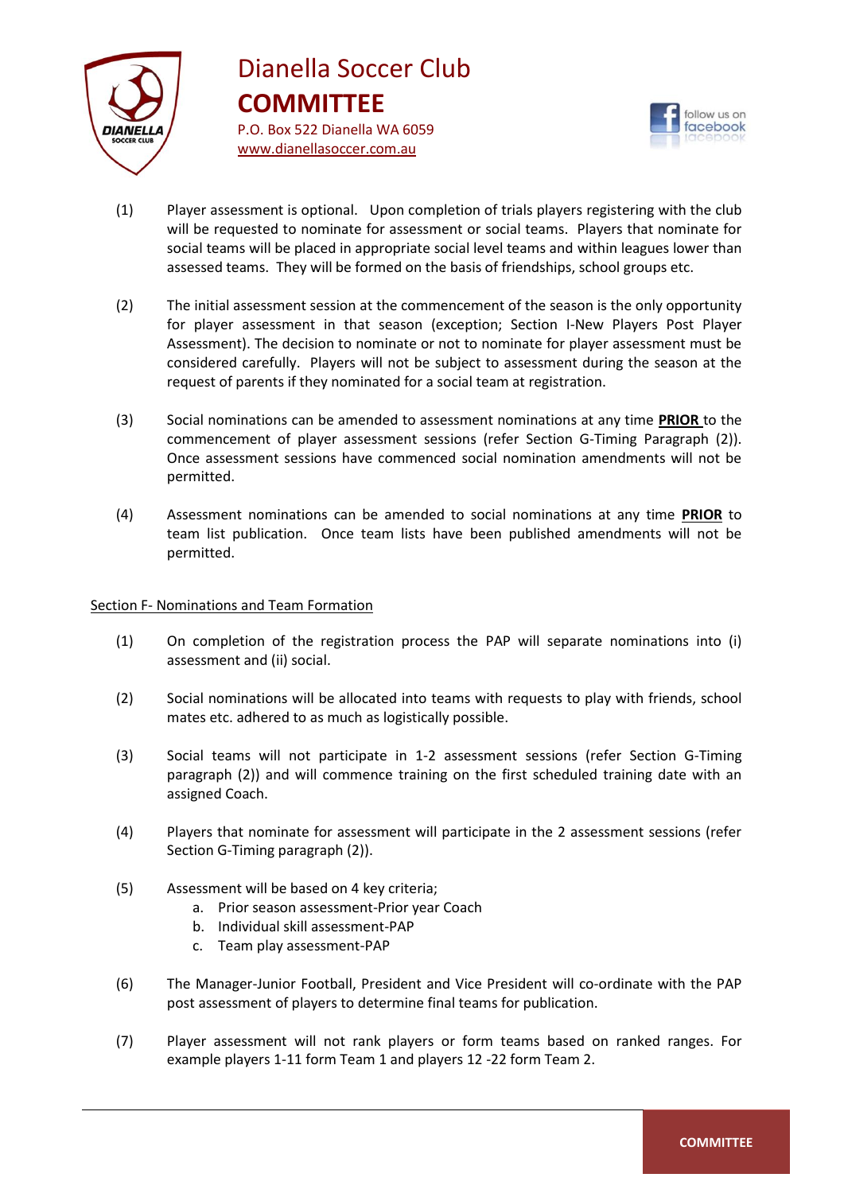(1) Player assessment is optional. Upon completion of trials players registering with the club will be requested to nominate for assessment or social teams. Players that nominate for social teams will be placed in appropriate social level teams and within leagues lower than assessed teams. They will be formed on the basis of friendships, school groups etc.

(2) The initial assessment session at the commencement of the season is the only opportunity for player assessment in that season (exception; Section I-New Players Post Player Assessment). The decision to nominate or not to nominate for player assessment must be considered carefully. Players will not be subject to assessment during the season at the request of parents if they nominated for a social team at registration.

(3) Social nominations can be amended to assessment nominations at any time **PRIOR** to the commencement of player assessment sessions (refer Section G-Timing Paragraph (2)). Once assessment sessions have commenced social nomination amendments will not be permitted.

(4) Assessment nominations can be amended to social nominations at any time **PRIOR** to team list publication. Once team lists have been published amendments will not be permitted.

## Section F- Nominations and Team Formation

(1) On completion of the registration process the PAP will separate nominations into (i) assessment and (ii) social.

(2) Social nominations will be allocated into teams with requests to play with friends, school mates etc. adhered to as much as logistically possible.

(3) Social teams will not participate in 1-2 assessment sessions (refer Section G-Timing paragraph (2)) and will commence training on the first scheduled training date with an assigned Coach.

(4) Players that nominate for assessment will participate in the 2 assessment sessions (refer Section G-Timing paragraph (2)).

(5) Assessment will be based on 4 key criteria;
   a. Prior season assessment-Prior year Coach
   b. Individual skill assessment-PAP
   c. Team play assessment-PAP

(6) The Manager-Junior Football, President and Vice President will co-ordinate with the PAP post assessment of players to determine final teams for publication.

(7) Player assessment will not rank players or form teams based on ranked ranges. For example players 1-11 form Team 1 and players 12 -22 form Team 2.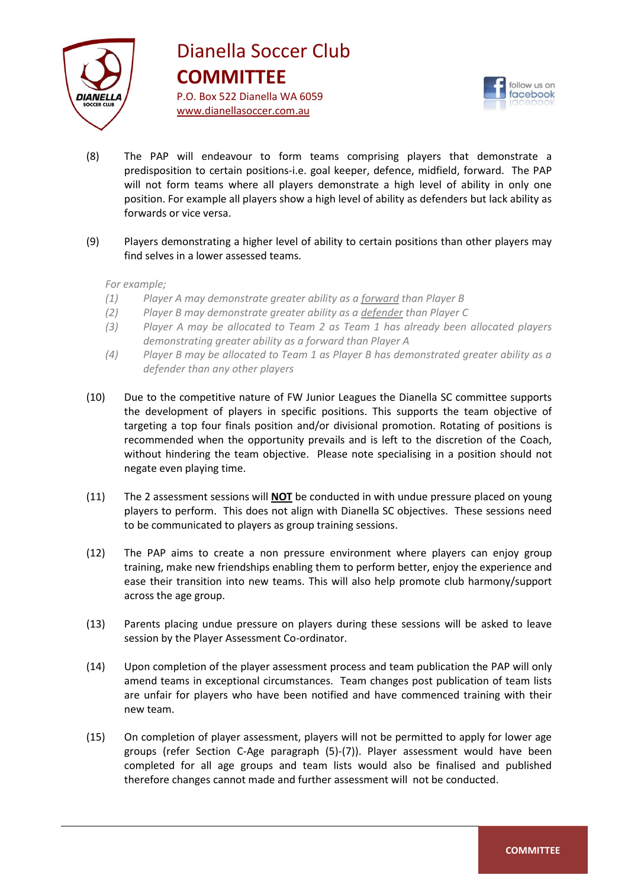(8) The PAP will endeavour to form teams comprising players that demonstrate a predisposition to certain positions-i.e. goal keeper, defence, midfield, forward. The PAP will not form teams where all players demonstrate a high level of ability in only one position. For example all players show a high level of ability as defenders but lack ability as forwards or vice versa.

(9) Players demonstrating a higher level of ability to certain positions than other players may find selves in a lower assessed teams.

*For example;*

*(1) Player A may demonstrate greater ability as a forward than Player B*

*(2) Player B may demonstrate greater ability as a defender than Player C*

*(3) Player A may be allocated to Team 2 as Team 1 has already been allocated players demonstrating greater ability as a forward than Player A*

*(4) Player B may be allocated to Team 1 as Player B has demonstrated greater ability as a defender than any other players*

(10) Due to the competitive nature of FW Junior Leagues the Dianella SC committee supports the development of players in specific positions. This supports the team objective of targeting a top four finals position and/or divisional promotion. Rotating of positions is recommended when the opportunity prevails and is left to the discretion of the Coach, without hindering the team objective. Please note specialising in a position should not negate even playing time.

(11) The 2 assessment sessions will **NOT** be conducted in with undue pressure placed on young players to perform. This does not align with Dianella SC objectives. These sessions need to be communicated to players as group training sessions.

(12) The PAP aims to create a non pressure environment where players can enjoy group training, make new friendships enabling them to perform better, enjoy the experience and ease their transition into new teams. This will also help promote club harmony/support across the age group.

(13) Parents placing undue pressure on players during these sessions will be asked to leave session by the Player Assessment Co-ordinator.

(14) Upon completion of the player assessment process and team publication the PAP will only amend teams in exceptional circumstances. Team changes post publication of team lists are unfair for players who have been notified and have commenced training with their new team.

(15) On completion of player assessment, players will not be permitted to apply for lower age groups (refer Section C-Age paragraph (5)-(7)). Player assessment would have been completed for all age groups and team lists would also be finalised and published therefore changes cannot made and further assessment will not be conducted.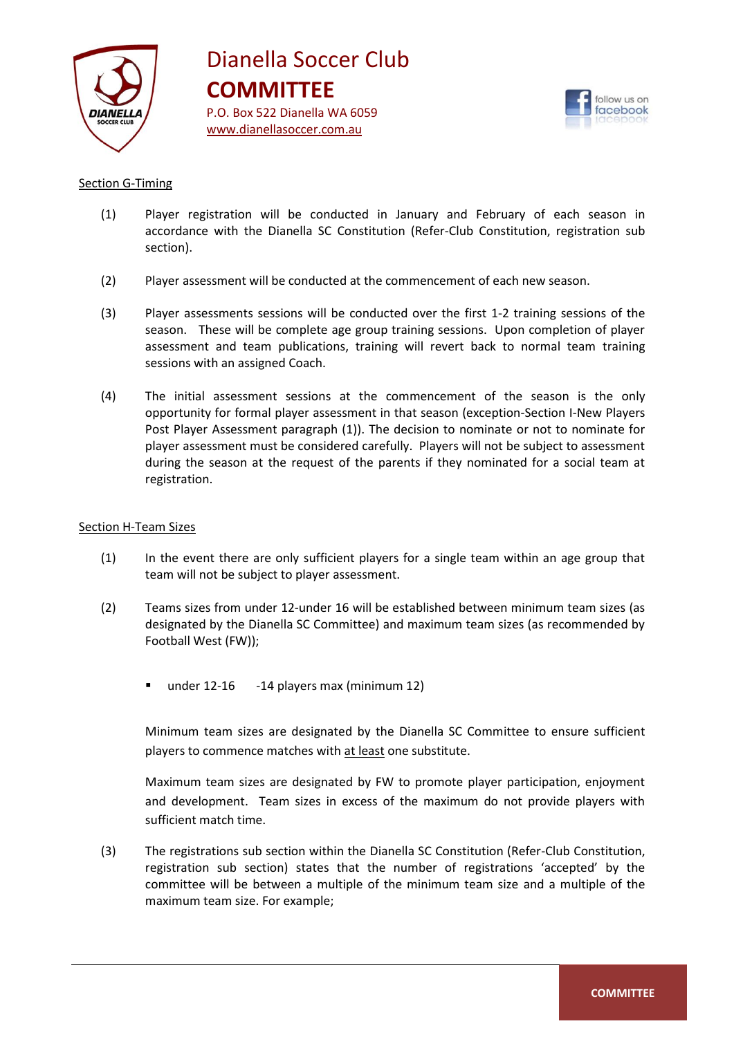Section G-Timing

(1) Player registration will be conducted in January and February of each season in accordance with the Dianella SC Constitution (Refer-Club Constitution, registration sub section).

(2) Player assessment will be conducted at the commencement of each new season.

(3) Player assessments sessions will be conducted over the first 1-2 training sessions of the season. These will be complete age group training sessions. Upon completion of player assessment and team publications, training will revert back to normal team training sessions with an assigned Coach.

(4) The initial assessment sessions at the commencement of the season is the only opportunity for formal player assessment in that season (exception-Section I-New Players Post Player Assessment paragraph (1)). The decision to nominate or not to nominate for player assessment must be considered carefully. Players will not be subject to assessment during the season at the request of the parents if they nominated for a social team at registration.

Section H-Team Sizes

(1) In the event there are only sufficient players for a single team within an age group that team will not be subject to player assessment.

(2) Teams sizes from under 12-under 16 will be established between minimum team sizes (as designated by the Dianella SC Committee) and maximum team sizes (as recommended by Football West (FW));

- under 12-16 -14 players max (minimum 12)

Minimum team sizes are designated by the Dianella SC Committee to ensure sufficient players to commence matches with <u>at least</u> one substitute.

Maximum team sizes are designated by FW to promote player participation, enjoyment and development. Team sizes in excess of the maximum do not provide players with sufficient match time.

(3) The registrations sub section within the Dianella SC Constitution (Refer-Club Constitution, registration sub section) states that the number of registrations 'accepted' by the committee will be between a multiple of the minimum team size and a multiple of the maximum team size. For example;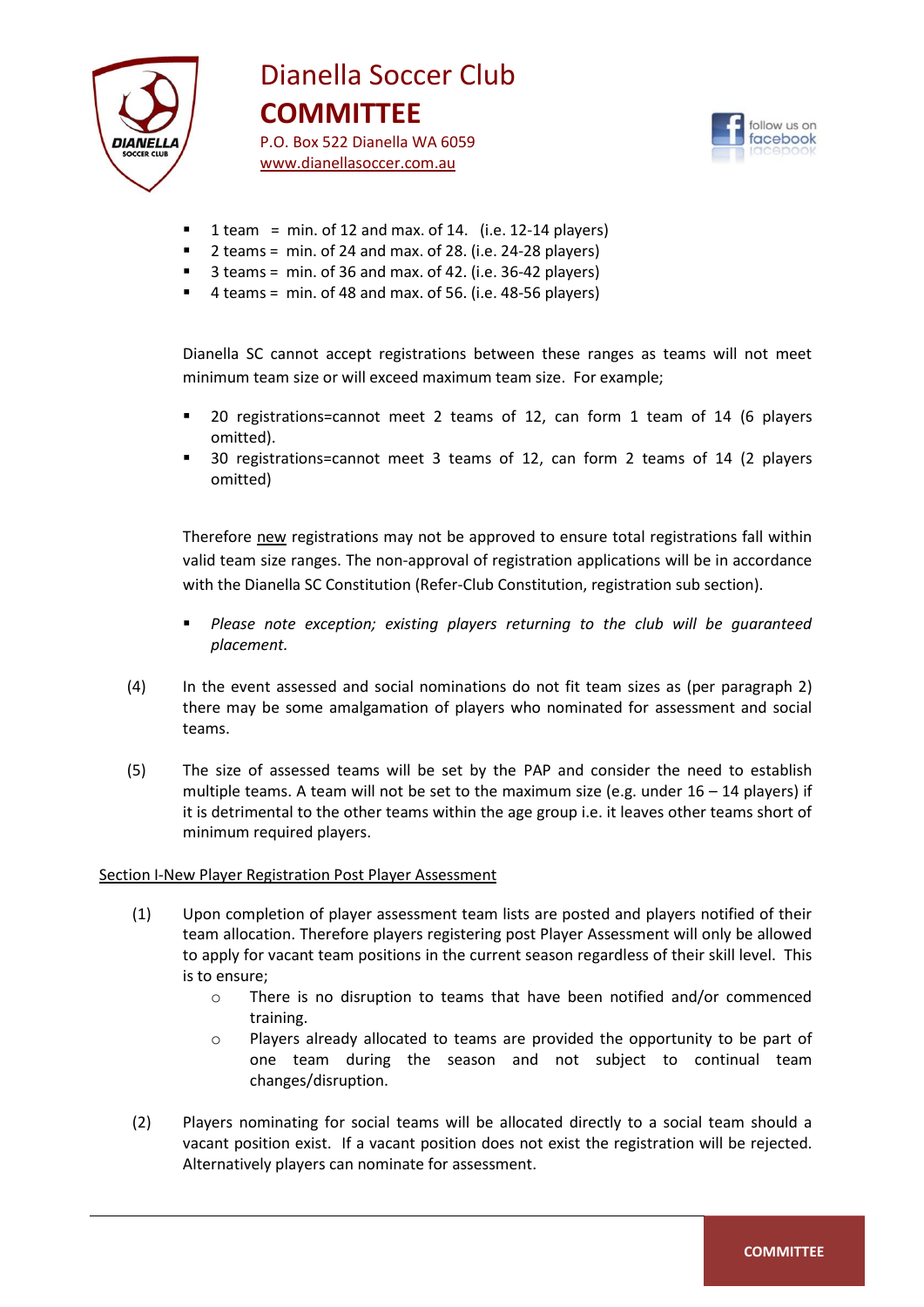- 1 team = min. of 12 and max. of 14. (i.e. 12-14 players)
- 2 teams = min. of 24 and max. of 28. (i.e. 24-28 players)
- 3 teams = min. of 36 and max. of 42. (i.e. 36-42 players)
- 4 teams = min. of 48 and max. of 56. (i.e. 48-56 players)

Dianella SC cannot accept registrations between these ranges as teams will not meet minimum team size or will exceed maximum team size. For example;

- 20 registrations=cannot meet 2 teams of 12, can form 1 team of 14 (6 players omitted).
- 30 registrations=cannot meet 3 teams of 12, can form 2 teams of 14 (2 players omitted)

Therefore new registrations may not be approved to ensure total registrations fall within valid team size ranges. The non-approval of registration applications will be in accordance with the Dianella SC Constitution (Refer-Club Constitution, registration sub section).

- *Please note exception; existing players returning to the club will be guaranteed placement.*

(4) In the event assessed and social nominations do not fit team sizes as (per paragraph 2) there may be some amalgamation of players who nominated for assessment and social teams.

(5) The size of assessed teams will be set by the PAP and consider the need to establish multiple teams. A team will not be set to the maximum size (e.g. under 16 – 14 players) if it is detrimental to the other teams within the age group i.e. it leaves other teams short of minimum required players.

Section I-New Player Registration Post Player Assessment

(1) Upon completion of player assessment team lists are posted and players notified of their team allocation. Therefore players registering post Player Assessment will only be allowed to apply for vacant team positions in the current season regardless of their skill level. This is to ensure;
   - There is no disruption to teams that have been notified and/or commenced training.
   - Players already allocated to teams are provided the opportunity to be part of one team during the season and not subject to continual team changes/disruption.

(2) Players nominating for social teams will be allocated directly to a social team should a vacant position exist. If a vacant position does not exist the registration will be rejected. Alternatively players can nominate for assessment.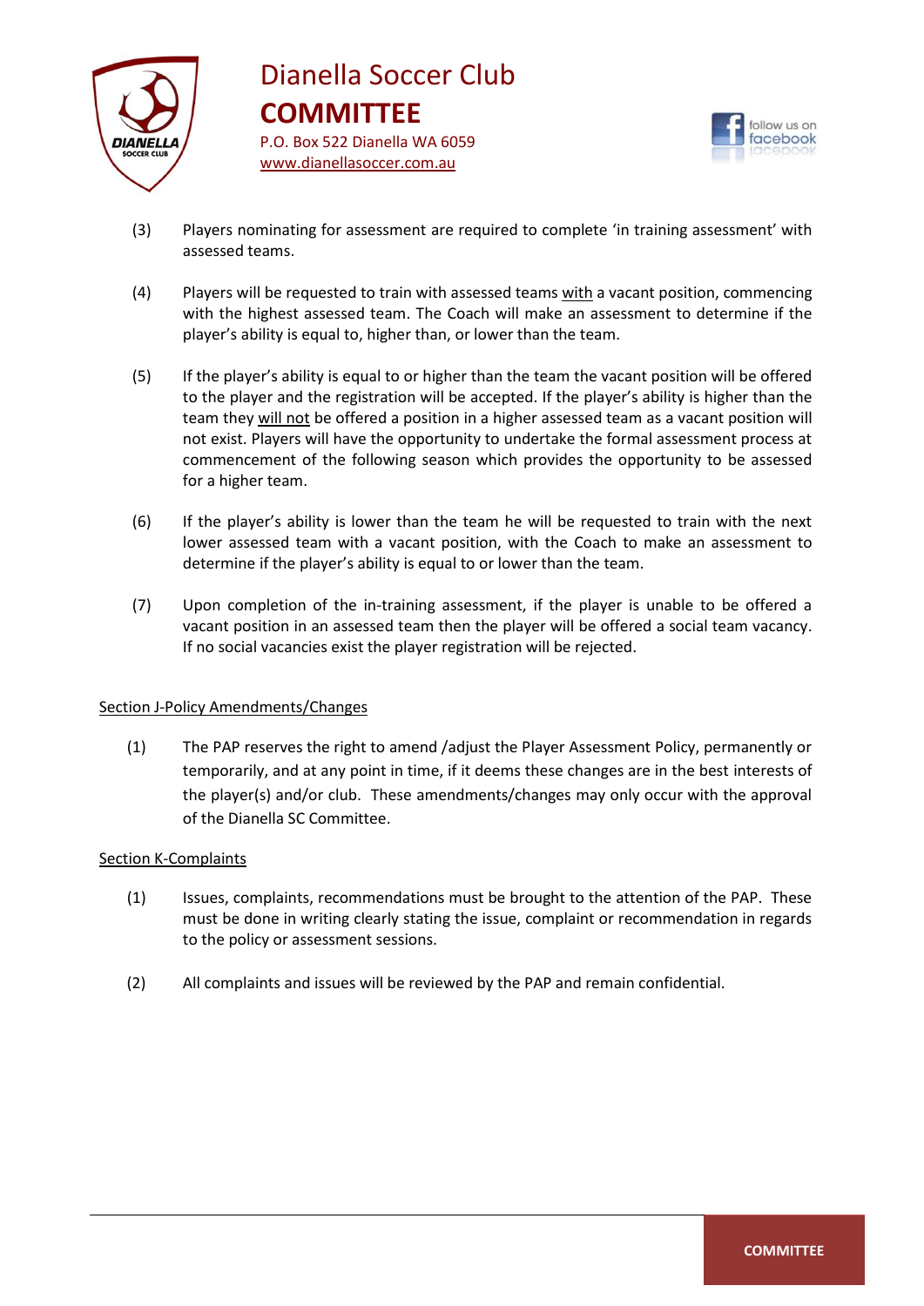(3) Players nominating for assessment are required to complete 'in training assessment' with assessed teams.

(4) Players will be requested to train with assessed teams with a vacant position, commencing with the highest assessed team. The Coach will make an assessment to determine if the player's ability is equal to, higher than, or lower than the team.

(5) If the player's ability is equal to or higher than the team the vacant position will be offered to the player and the registration will be accepted. If the player's ability is higher than the team they will not be offered a position in a higher assessed team as a vacant position will not exist. Players will have the opportunity to undertake the formal assessment process at commencement of the following season which provides the opportunity to be assessed for a higher team.

(6) If the player's ability is lower than the team he will be requested to train with the next lower assessed team with a vacant position, with the Coach to make an assessment to determine if the player's ability is equal to or lower than the team.

(7) Upon completion of the in-training assessment, if the player is unable to be offered a vacant position in an assessed team then the player will be offered a social team vacancy. If no social vacancies exist the player registration will be rejected.

## Section J-Policy Amendments/Changes

(1) The PAP reserves the right to amend /adjust the Player Assessment Policy, permanently or temporarily, and at any point in time, if it deems these changes are in the best interests of the player(s) and/or club. These amendments/changes may only occur with the approval of the Dianella SC Committee.

## Section K-Complaints

(1) Issues, complaints, recommendations must be brought to the attention of the PAP. These must be done in writing clearly stating the issue, complaint or recommendation in regards to the policy or assessment sessions.

(2) All complaints and issues will be reviewed by the PAP and remain confidential.